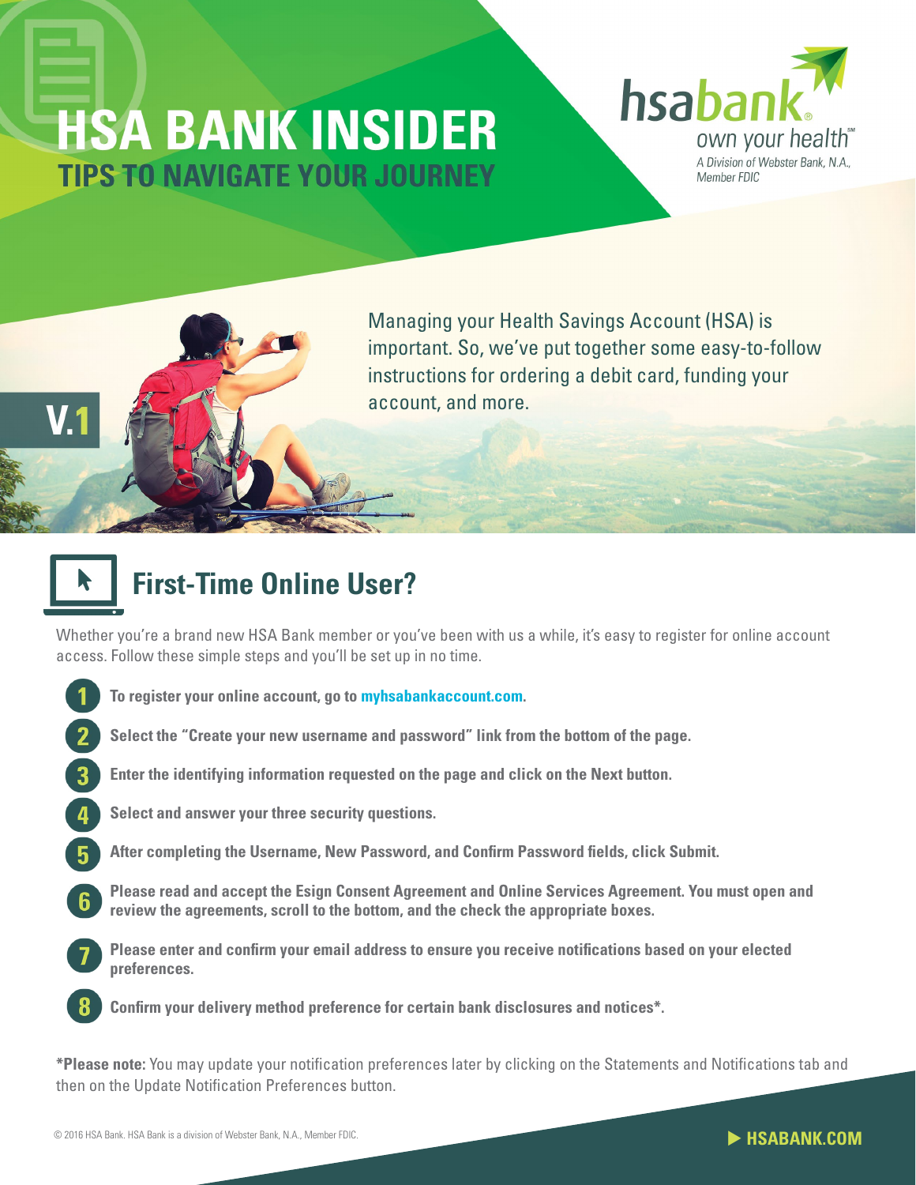# HSA BANK INSIDER

## TIPS TO NAVIGATE YOUR JOURNEY

hsabank own your health℠

A Division of Webster Bank, N.A., Member FDIC

V.1

Managing your Health Savings Account (HSA) is important. So, we've put together some easy-to-follow instructions for ordering a debit card, funding your account, and more.

## First-Time Online User?

Whether you're a brand new HSA Bank member or you've been with us a while, it's easy to register for online account access. Follow these simple steps and you'll be set up in no time.

1. **To register your online account, go to myhsabankaccount.com.**
2. **Select the "Create your new username and password" link from the bottom of the page.**
3. **Enter the identifying information requested on the page and click on the Next button.**
4. **Select and answer your three security questions.**
5. **After completing the Username, New Password, and Confirm Password fields, click Submit.**
6. **Please read and accept the Esign Consent Agreement and Online Services Agreement. You must open and review the agreements, scroll to the bottom, and the check the appropriate boxes.**
7. **Please enter and confirm your email address to ensure you receive notifications based on your elected preferences.**
8. **Confirm your delivery method preference for certain bank disclosures and notices*.**

***Please note:** You may update your notification preferences later by clicking on the Statements and Notifications tab and then on the Update Notification Preferences button.

© 2016 HSA Bank. HSA Bank is a division of Webster Bank, N.A., Member FDIC.

▶ HSABANK.COM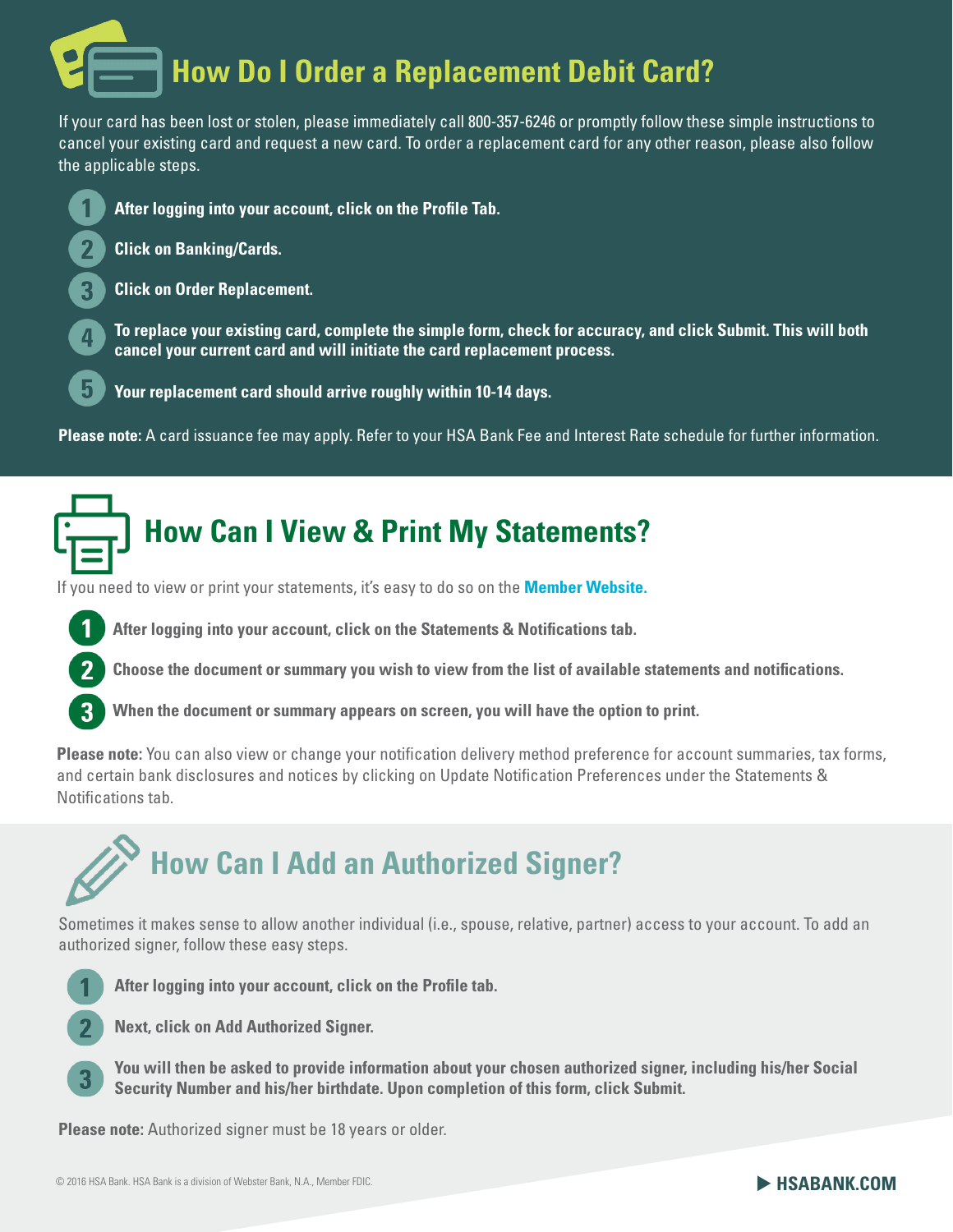## How Do I Order a Replacement Debit Card?

If your card has been lost or stolen, please immediately call 800-357-6246 or promptly follow these simple instructions to cancel your existing card and request a new card. To order a replacement card for any other reason, please also follow the applicable steps.

1. **After logging into your account, click on the Profile Tab.**
2. **Click on Banking/Cards.**
3. **Click on Order Replacement.**
4. **To replace your existing card, complete the simple form, check for accuracy, and click Submit. This will both cancel your current card and will initiate the card replacement process.**
5. **Your replacement card should arrive roughly within 10-14 days.**

**Please note:** A card issuance fee may apply. Refer to your HSA Bank Fee and Interest Rate schedule for further information.

## How Can I View & Print My Statements?

If you need to view or print your statements, it's easy to do so on the **Member Website.**

1. **After logging into your account, click on the Statements & Notifications tab.**
2. **Choose the document or summary you wish to view from the list of available statements and notifications.**
3. **When the document or summary appears on screen, you will have the option to print.**

**Please note:** You can also view or change your notification delivery method preference for account summaries, tax forms, and certain bank disclosures and notices by clicking on Update Notification Preferences under the Statements & Notifications tab.

## How Can I Add an Authorized Signer?

Sometimes it makes sense to allow another individual (i.e., spouse, relative, partner) access to your account. To add an authorized signer, follow these easy steps.

1. **After logging into your account, click on the Profile tab.**
2. **Next, click on Add Authorized Signer.**
3. **You will then be asked to provide information about your chosen authorized signer, including his/her Social Security Number and his/her birthdate. Upon completion of this form, click Submit.**

**Please note:** Authorized signer must be 18 years or older.

© 2016 HSA Bank. HSA Bank is a division of Webster Bank, N.A., Member FDIC.

▶ HSABANK.COM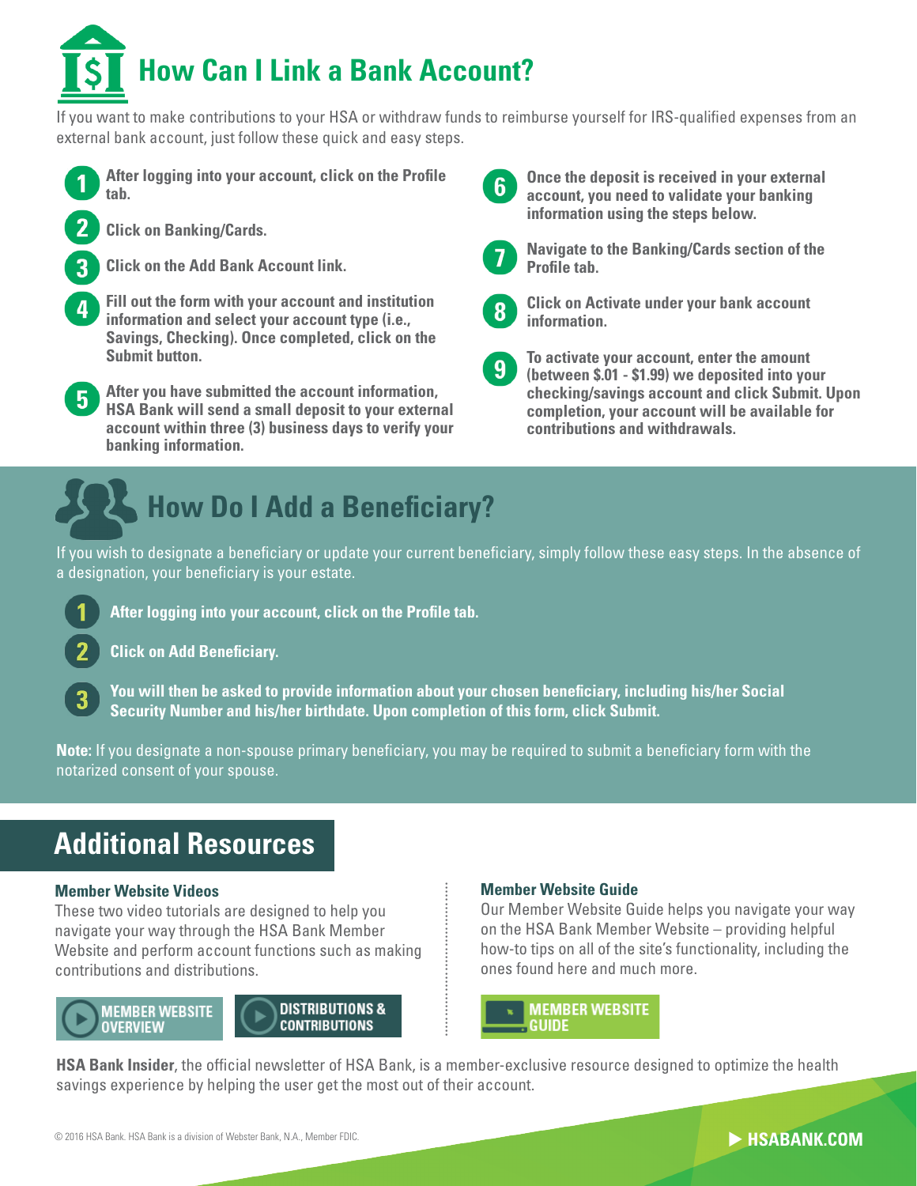# How Can I Link a Bank Account?

If you want to make contributions to your HSA or withdraw funds to reimburse yourself for IRS-qualified expenses from an external bank account, just follow these quick and easy steps.

1. **After logging into your account, click on the Profile tab.**
2. **Click on Banking/Cards.**
3. **Click on the Add Bank Account link.**
4. **Fill out the form with your account and institution information and select your account type (i.e., Savings, Checking). Once completed, click on the Submit button.**
5. **After you have submitted the account information, HSA Bank will send a small deposit to your external account within three (3) business days to verify your banking information.**
6. **Once the deposit is received in your external account, you need to validate your banking information using the steps below.**
7. **Navigate to the Banking/Cards section of the Profile tab.**
8. **Click on Activate under your bank account information.**
9. **To activate your account, enter the amount (between $.01 - $1.99) we deposited into your checking/savings account and click Submit. Upon completion, your account will be available for contributions and withdrawals.**

# How Do I Add a Beneficiary?

If you wish to designate a beneficiary or update your current beneficiary, simply follow these easy steps. In the absence of a designation, your beneficiary is your estate.

1. **After logging into your account, click on the Profile tab.**
2. **Click on Add Beneficiary.**
3. **You will then be asked to provide information about your chosen beneficiary, including his/her Social Security Number and his/her birthdate. Upon completion of this form, click Submit.**

**Note:** If you designate a non-spouse primary beneficiary, you may be required to submit a beneficiary form with the notarized consent of your spouse.

## Additional Resources

### Member Website Videos

These two video tutorials are designed to help you navigate your way through the HSA Bank Member Website and perform account functions such as making contributions and distributions.

MEMBER WEBSITE OVERVIEW

DISTRIBUTIONS & CONTRIBUTIONS

### Member Website Guide

Our Member Website Guide helps you navigate your way on the HSA Bank Member Website – providing helpful how-to tips on all of the site's functionality, including the ones found here and much more.

MEMBER WEBSITE GUIDE

**HSA Bank Insider**, the official newsletter of HSA Bank, is a member-exclusive resource designed to optimize the health savings experience by helping the user get the most out of their account.

© 2016 HSA Bank. HSA Bank is a division of Webster Bank, N.A., Member FDIC.

HSABANK.COM